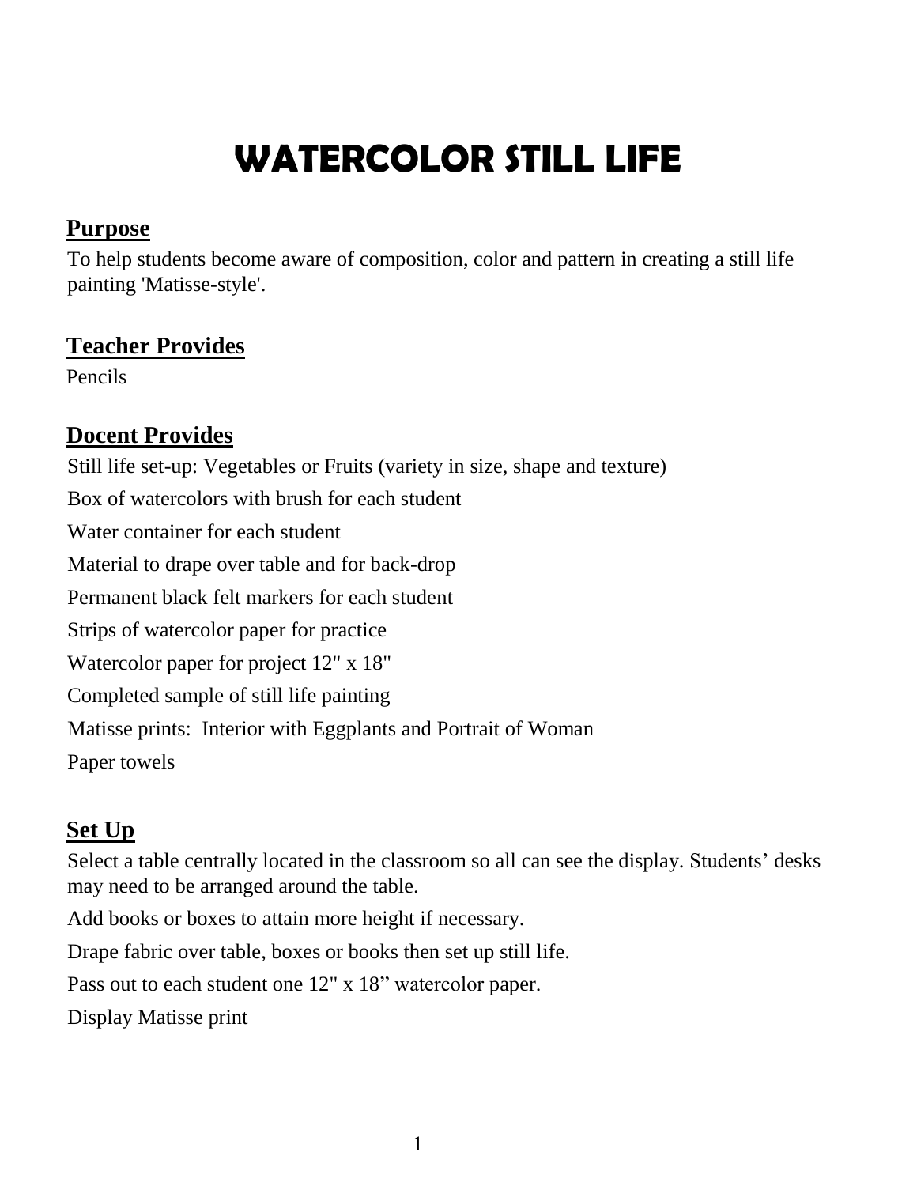# WATERCOLOR STILL LIFE

## Purpose

To help students become aware of composition, color and pattern in creating a still life painting 'Matisse-style'.

## Teacher Provides

Pencils

## Docent Provides

Still life set-up: Vegetables or Fruits (variety in size, shape and texture)

Box of watercolors with brush for each student

Water container for each student

Material to drape over table and for back-drop

Permanent black felt markers for each student

Strips of watercolor paper for practice

Watercolor paper for project 12" x 18"

Completed sample of still life painting

Matisse prints: Interior with Eggplants and Portrait of Woman

Paper towels

## Set Up

Select a table centrally located in the classroom so all can see the display. Students' desks may need to be arranged around the table.

Add books or boxes to attain more height if necessary.

Drape fabric over table, boxes or books then set up still life.

Pass out to each student one 12" x 18" watercolor paper.

Display Matisse print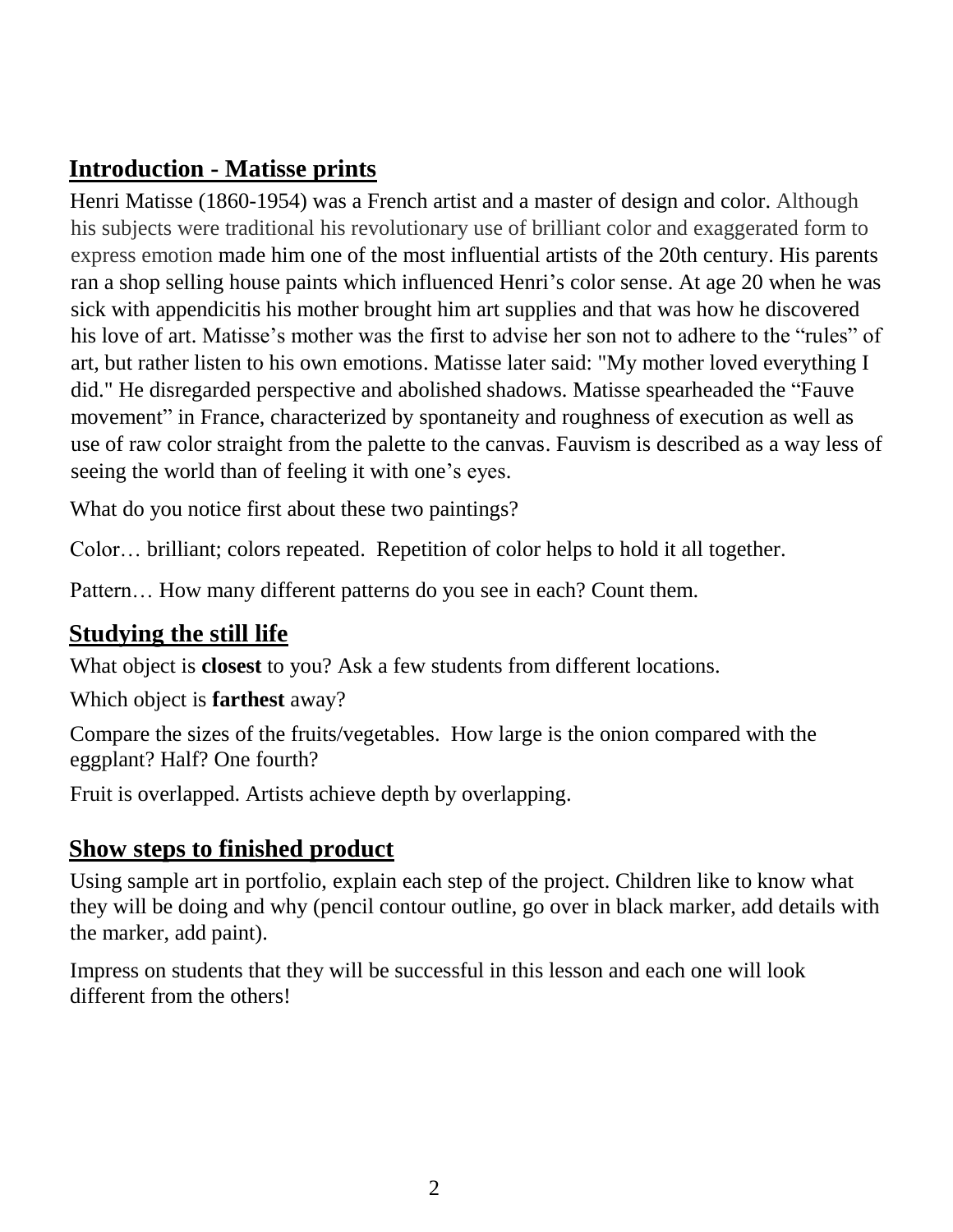## Introduction - Matisse prints

Henri Matisse (1860-1954) was a French artist and a master of design and color. Although his subjects were traditional his revolutionary use of brilliant color and exaggerated form to express emotion made him one of the most influential artists of the 20th century. His parents ran a shop selling house paints which influenced Henri's color sense. At age 20 when he was sick with appendicitis his mother brought him art supplies and that was how he discovered his love of art. Matisse's mother was the first to advise her son not to adhere to the "rules" of art, but rather listen to his own emotions. Matisse later said: "My mother loved everything I did." He disregarded perspective and abolished shadows. Matisse spearheaded the "Fauve movement" in France, characterized by spontaneity and roughness of execution as well as use of raw color straight from the palette to the canvas. Fauvism is described as a way less of seeing the world than of feeling it with one's eyes.

What do you notice first about these two paintings?

Color… brilliant; colors repeated. Repetition of color helps to hold it all together.

Pattern… How many different patterns do you see in each? Count them.

## Studying the still life

What object is **closest** to you? Ask a few students from different locations.

Which object is **farthest** away?

Compare the sizes of the fruits/vegetables. How large is the onion compared with the eggplant? Half? One fourth?

Fruit is overlapped. Artists achieve depth by overlapping.

## Show steps to finished product

Using sample art in portfolio, explain each step of the project. Children like to know what they will be doing and why (pencil contour outline, go over in black marker, add details with the marker, add paint).

Impress on students that they will be successful in this lesson and each one will look different from the others!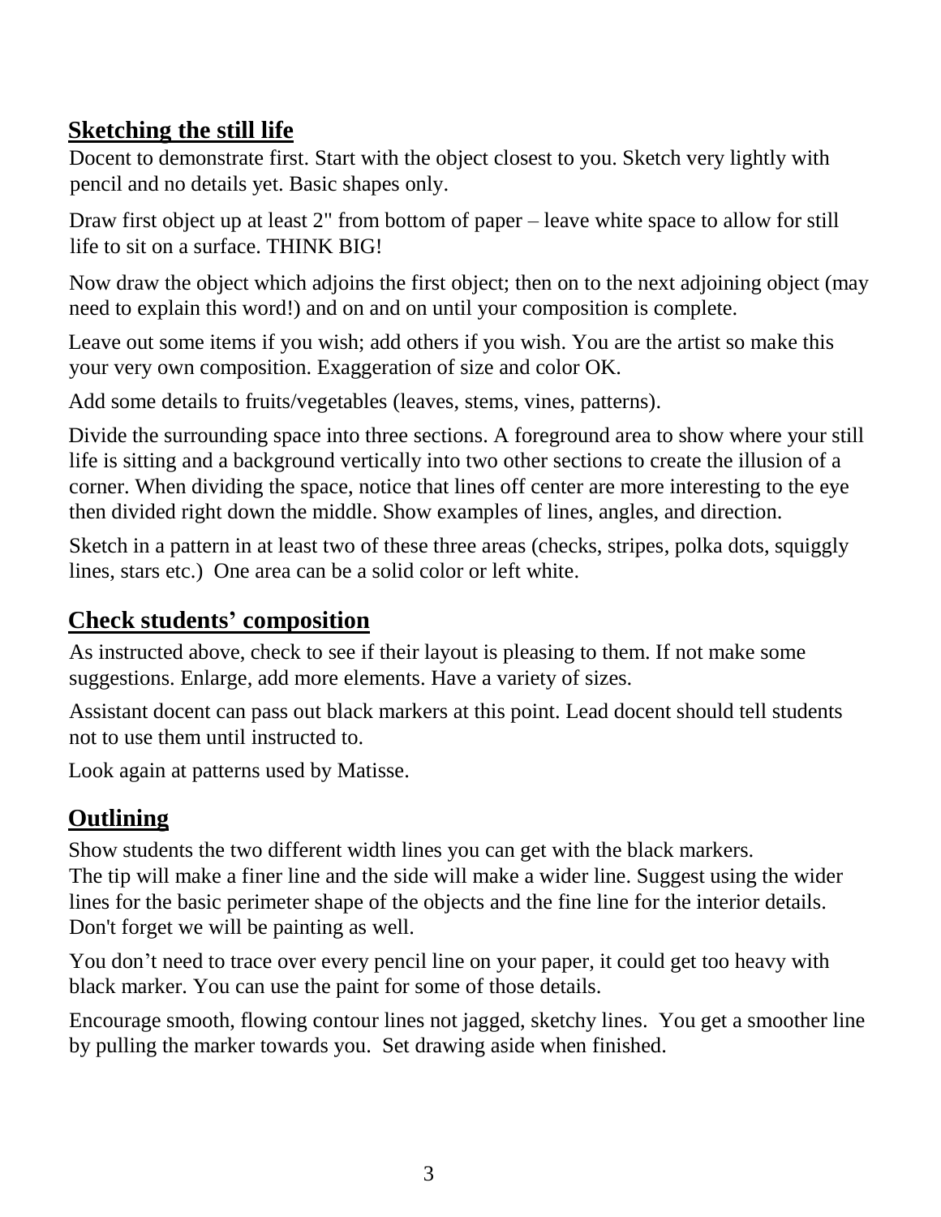## Sketching the still life

Docent to demonstrate first. Start with the object closest to you. Sketch very lightly with pencil and no details yet. Basic shapes only.

Draw first object up at least 2" from bottom of paper – leave white space to allow for still life to sit on a surface. THINK BIG!

Now draw the object which adjoins the first object; then on to the next adjoining object (may need to explain this word!) and on and on until your composition is complete.

Leave out some items if you wish; add others if you wish. You are the artist so make this your very own composition. Exaggeration of size and color OK.

Add some details to fruits/vegetables (leaves, stems, vines, patterns).

Divide the surrounding space into three sections. A foreground area to show where your still life is sitting and a background vertically into two other sections to create the illusion of a corner. When dividing the space, notice that lines off center are more interesting to the eye then divided right down the middle. Show examples of lines, angles, and direction.

Sketch in a pattern in at least two of these three areas (checks, stripes, polka dots, squiggly lines, stars etc.) One area can be a solid color or left white.

## Check students' composition

As instructed above, check to see if their layout is pleasing to them. If not make some suggestions. Enlarge, add more elements. Have a variety of sizes.

Assistant docent can pass out black markers at this point. Lead docent should tell students not to use them until instructed to.

Look again at patterns used by Matisse.

## Outlining

Show students the two different width lines you can get with the black markers.
The tip will make a finer line and the side will make a wider line. Suggest using the wider lines for the basic perimeter shape of the objects and the fine line for the interior details. Don't forget we will be painting as well.

You don't need to trace over every pencil line on your paper, it could get too heavy with black marker. You can use the paint for some of those details.

Encourage smooth, flowing contour lines not jagged, sketchy lines. You get a smoother line by pulling the marker towards you. Set drawing aside when finished.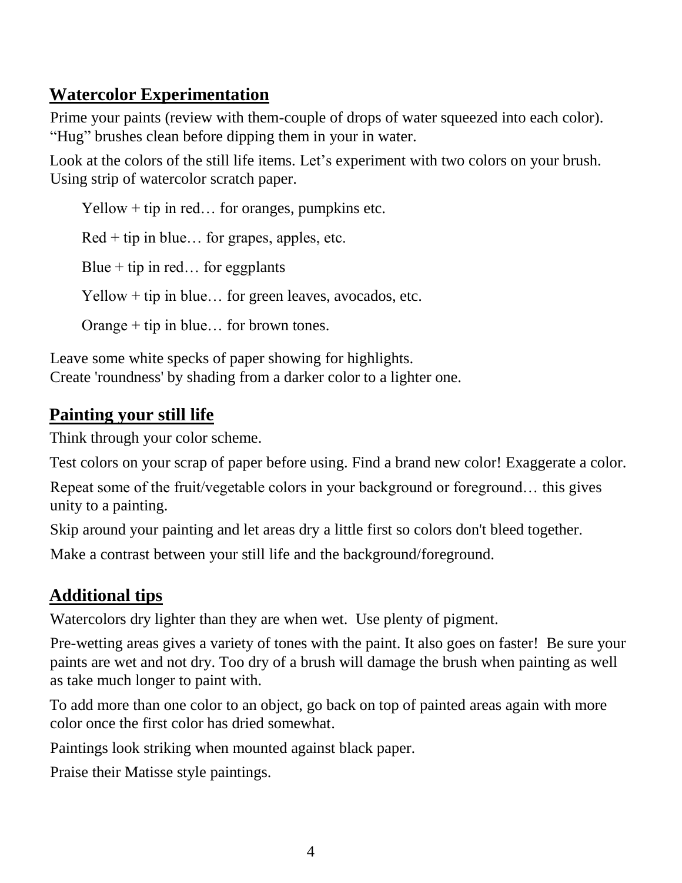## Watercolor Experimentation

Prime your paints (review with them-couple of drops of water squeezed into each color). "Hug" brushes clean before dipping them in your in water.

Look at the colors of the still life items. Let's experiment with two colors on your brush. Using strip of watercolor scratch paper.

Yellow + tip in red… for oranges, pumpkins etc.

Red + tip in blue… for grapes, apples, etc.

Blue + tip in red… for eggplants

Yellow + tip in blue… for green leaves, avocados, etc.

Orange + tip in blue… for brown tones.

Leave some white specks of paper showing for highlights.
Create 'roundness' by shading from a darker color to a lighter one.

## Painting your still life

Think through your color scheme.

Test colors on your scrap of paper before using. Find a brand new color! Exaggerate a color.

Repeat some of the fruit/vegetable colors in your background or foreground… this gives unity to a painting.

Skip around your painting and let areas dry a little first so colors don't bleed together.

Make a contrast between your still life and the background/foreground.

## Additional tips

Watercolors dry lighter than they are when wet. Use plenty of pigment.

Pre-wetting areas gives a variety of tones with the paint. It also goes on faster! Be sure your paints are wet and not dry. Too dry of a brush will damage the brush when painting as well as take much longer to paint with.

To add more than one color to an object, go back on top of painted areas again with more color once the first color has dried somewhat.

Paintings look striking when mounted against black paper.

Praise their Matisse style paintings.